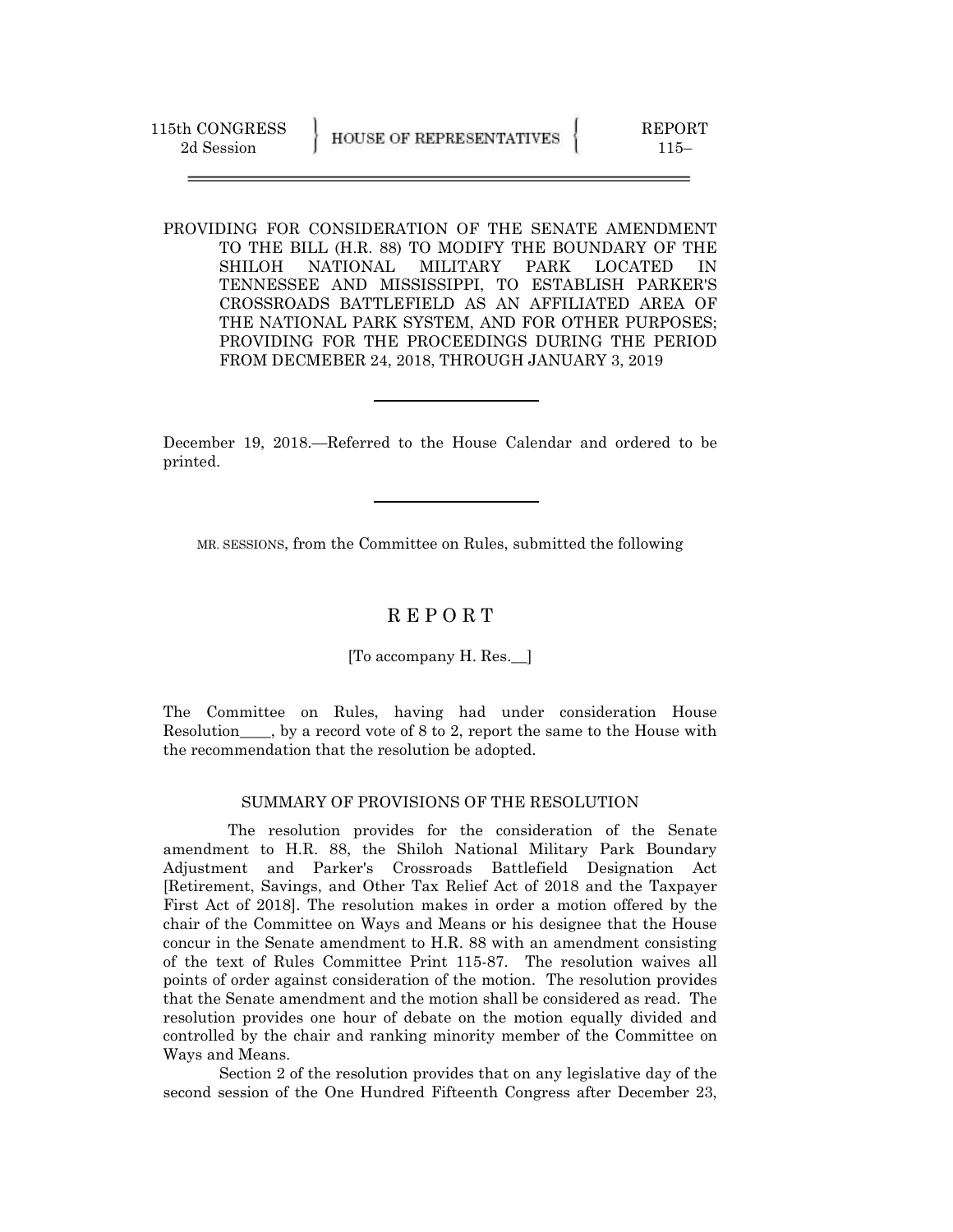115th CONGRESS
2d Session

HOUSE OF REPRESENTATIVES

REPORT
115–

PROVIDING FOR CONSIDERATION OF THE SENATE AMENDMENT TO THE BILL (H.R. 88) TO MODIFY THE BOUNDARY OF THE SHILOH NATIONAL MILITARY PARK LOCATED IN TENNESSEE AND MISSISSIPPI, TO ESTABLISH PARKER'S CROSSROADS BATTLEFIELD AS AN AFFILIATED AREA OF THE NATIONAL PARK SYSTEM, AND FOR OTHER PURPOSES; PROVIDING FOR THE PROCEEDINGS DURING THE PERIOD FROM DECMEBER 24, 2018, THROUGH JANUARY 3, 2019

---

December 19, 2018.—Referred to the House Calendar and ordered to be printed.

---

MR. SESSIONS, from the Committee on Rules, submitted the following

# R E P O R T

[To accompany H. Res.__]

The Committee on Rules, having had under consideration House Resolution____, by a record vote of 8 to 2, report the same to the House with the recommendation that the resolution be adopted.

## SUMMARY OF PROVISIONS OF THE RESOLUTION

The resolution provides for the consideration of the Senate amendment to H.R. 88, the Shiloh National Military Park Boundary Adjustment and Parker's Crossroads Battlefield Designation Act [Retirement, Savings, and Other Tax Relief Act of 2018 and the Taxpayer First Act of 2018]. The resolution makes in order a motion offered by the chair of the Committee on Ways and Means or his designee that the House concur in the Senate amendment to H.R. 88 with an amendment consisting of the text of Rules Committee Print 115-87. The resolution waives all points of order against consideration of the motion. The resolution provides that the Senate amendment and the motion shall be considered as read. The resolution provides one hour of debate on the motion equally divided and controlled by the chair and ranking minority member of the Committee on Ways and Means.

Section 2 of the resolution provides that on any legislative day of the second session of the One Hundred Fifteenth Congress after December 23,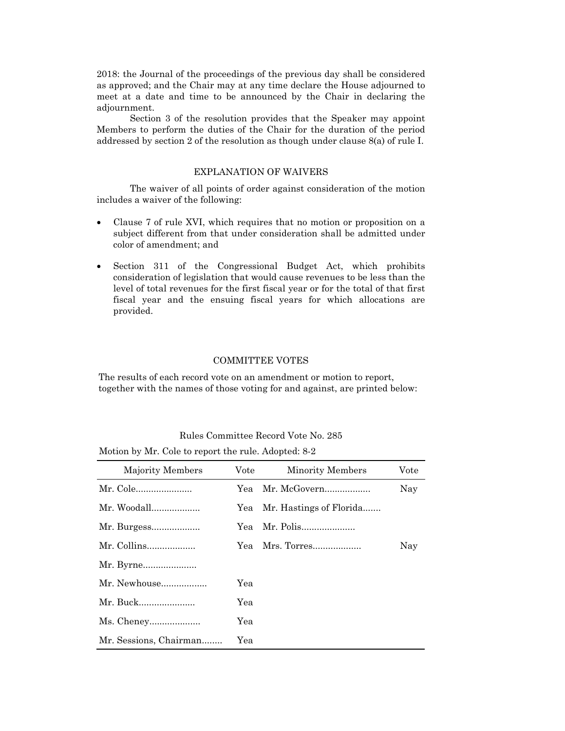2018: the Journal of the proceedings of the previous day shall be considered as approved; and the Chair may at any time declare the House adjourned to meet at a date and time to be announced by the Chair in declaring the adjournment.

Section 3 of the resolution provides that the Speaker may appoint Members to perform the duties of the Chair for the duration of the period addressed by section 2 of the resolution as though under clause 8(a) of rule I.

## EXPLANATION OF WAIVERS

The waiver of all points of order against consideration of the motion includes a waiver of the following:

- Clause 7 of rule XVI, which requires that no motion or proposition on a subject different from that under consideration shall be admitted under color of amendment; and
- Section 311 of the Congressional Budget Act, which prohibits consideration of legislation that would cause revenues to be less than the level of total revenues for the first fiscal year or for the total of that first fiscal year and the ensuing fiscal years for which allocations are provided.

## COMMITTEE VOTES

The results of each record vote on an amendment or motion to report, together with the names of those voting for and against, are printed below:

Rules Committee Record Vote No. 285

Motion by Mr. Cole to report the rule. Adopted: 8-2

| Majority Members | Vote | Minority Members | Vote |
|---|---|---|---|
| Mr. Cole...................... | Yea | Mr. McGovern.................. | Nay |
| Mr. Woodall................... | Yea | Mr. Hastings of Florida....... | |
| Mr. Burgess................... | Yea | Mr. Polis..................... | |
| Mr. Collins................... | Yea | Mrs. Torres................... | Nay |
| Mr. Byrne..................... | | | |
| Mr. Newhouse.................. | Yea | | |
| Mr. Buck...................... | Yea | | |
| Ms. Cheney.................... | Yea | | |
| Mr. Sessions, Chairman........ | Yea | | |